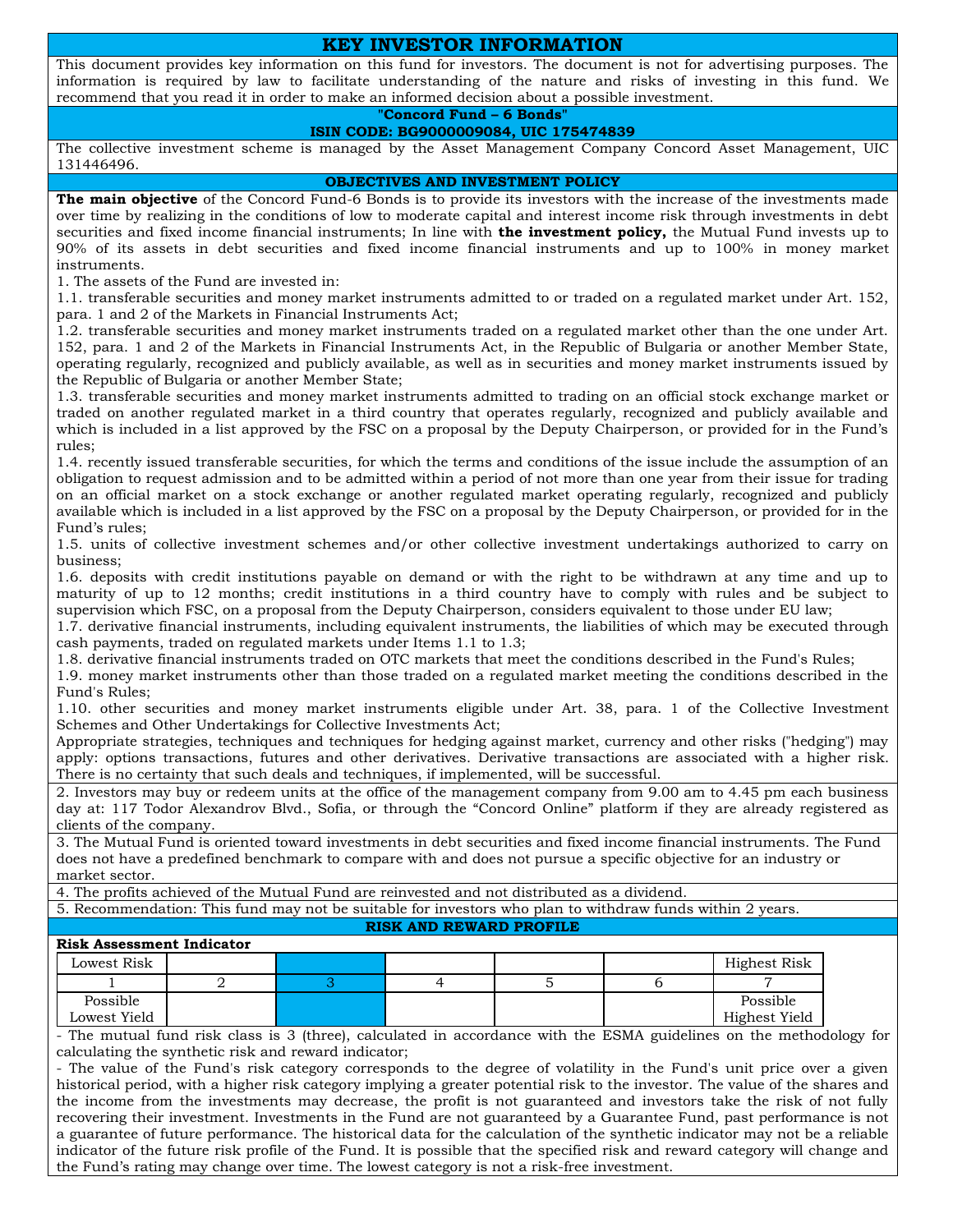# KEY INVESTOR INFORMATION

This document provides key information on this fund for investors. The document is not for advertising purposes. The information is required by law to facilitate understanding of the nature and risks of investing in this fund. We recommend that you read it in order to make an informed decision about a possible investment.

**"Concord Fund – 6 Bonds"**
**ISIN CODE: BG9000009084, UIC 175474839**

The collective investment scheme is managed by the Asset Management Company Concord Asset Management, UIC 131446496.

## OBJECTIVES AND INVESTMENT POLICY

**The main objective** of the Concord Fund-6 Bonds is to provide its investors with the increase of the investments made over time by realizing in the conditions of low to moderate capital and interest income risk through investments in debt securities and fixed income financial instruments; In line with **the investment policy,** the Mutual Fund invests up to 90% of its assets in debt securities and fixed income financial instruments and up to 100% in money market instruments.

1. The assets of the Fund are invested in:

1.1. transferable securities and money market instruments admitted to or traded on a regulated market under Art. 152, para. 1 and 2 of the Markets in Financial Instruments Act;

1.2. transferable securities and money market instruments traded on a regulated market other than the one under Art. 152, para. 1 and 2 of the Markets in Financial Instruments Act, in the Republic of Bulgaria or another Member State, operating regularly, recognized and publicly available, as well as in securities and money market instruments issued by the Republic of Bulgaria or another Member State;

1.3. transferable securities and money market instruments admitted to trading on an official stock exchange market or traded on another regulated market in a third country that operates regularly, recognized and publicly available and which is included in a list approved by the FSC on a proposal by the Deputy Chairperson, or provided for in the Fund's rules;

1.4. recently issued transferable securities, for which the terms and conditions of the issue include the assumption of an obligation to request admission and to be admitted within a period of not more than one year from their issue for trading on an official market on a stock exchange or another regulated market operating regularly, recognized and publicly available which is included in a list approved by the FSC on a proposal by the Deputy Chairperson, or provided for in the Fund's rules;

1.5. units of collective investment schemes and/or other collective investment undertakings authorized to carry on business;

1.6. deposits with credit institutions payable on demand or with the right to be withdrawn at any time and up to maturity of up to 12 months; credit institutions in a third country have to comply with rules and be subject to supervision which FSC, on a proposal from the Deputy Chairperson, considers equivalent to those under EU law;

1.7. derivative financial instruments, including equivalent instruments, the liabilities of which may be executed through cash payments, traded on regulated markets under Items 1.1 to 1.3;

1.8. derivative financial instruments traded on OTC markets that meet the conditions described in the Fund's Rules;

1.9. money market instruments other than those traded on a regulated market meeting the conditions described in the Fund's Rules;

1.10. other securities and money market instruments eligible under Art. 38, para. 1 of the Collective Investment Schemes and Other Undertakings for Collective Investments Act;

Appropriate strategies, techniques and techniques for hedging against market, currency and other risks ("hedging") may apply: options transactions, futures and other derivatives. Derivative transactions are associated with a higher risk. There is no certainty that such deals and techniques, if implemented, will be successful.

2. Investors may buy or redeem units at the office of the management company from 9.00 am to 4.45 pm each business day at: 117 Todor Alexandrov Blvd., Sofia, or through the "Concord Online" platform if they are already registered as clients of the company.

3. The Mutual Fund is oriented toward investments in debt securities and fixed income financial instruments. The Fund does not have a predefined benchmark to compare with and does not pursue a specific objective for an industry or market sector.

4. The profits achieved of the Mutual Fund are reinvested and not distributed as a dividend.

5. Recommendation: This fund may not be suitable for investors who plan to withdraw funds within 2 years.

## RISK AND REWARD PROFILE

**Risk Assessment Indicator**

| Lowest Risk | | | | | | Highest Risk |
|---|---|---|---|---|---|---|
| 1 | 2 | **3** | 4 | 5 | 6 | 7 |
| Possible Lowest Yield | | | | | | Possible Highest Yield |

- The mutual fund risk class is 3 (three), calculated in accordance with the ESMA guidelines on the methodology for calculating the synthetic risk and reward indicator;
- The value of the Fund's risk category corresponds to the degree of volatility in the Fund's unit price over a given historical period, with a higher risk category implying a greater potential risk to the investor. The value of the shares and the income from the investments may decrease, the profit is not guaranteed and investors take the risk of not fully recovering their investment. Investments in the Fund are not guaranteed by a Guarantee Fund, past performance is not a guarantee of future performance. The historical data for the calculation of the synthetic indicator may not be a reliable indicator of the future risk profile of the Fund. It is possible that the specified risk and reward category will change and the Fund's rating may change over time. The lowest category is not a risk-free investment.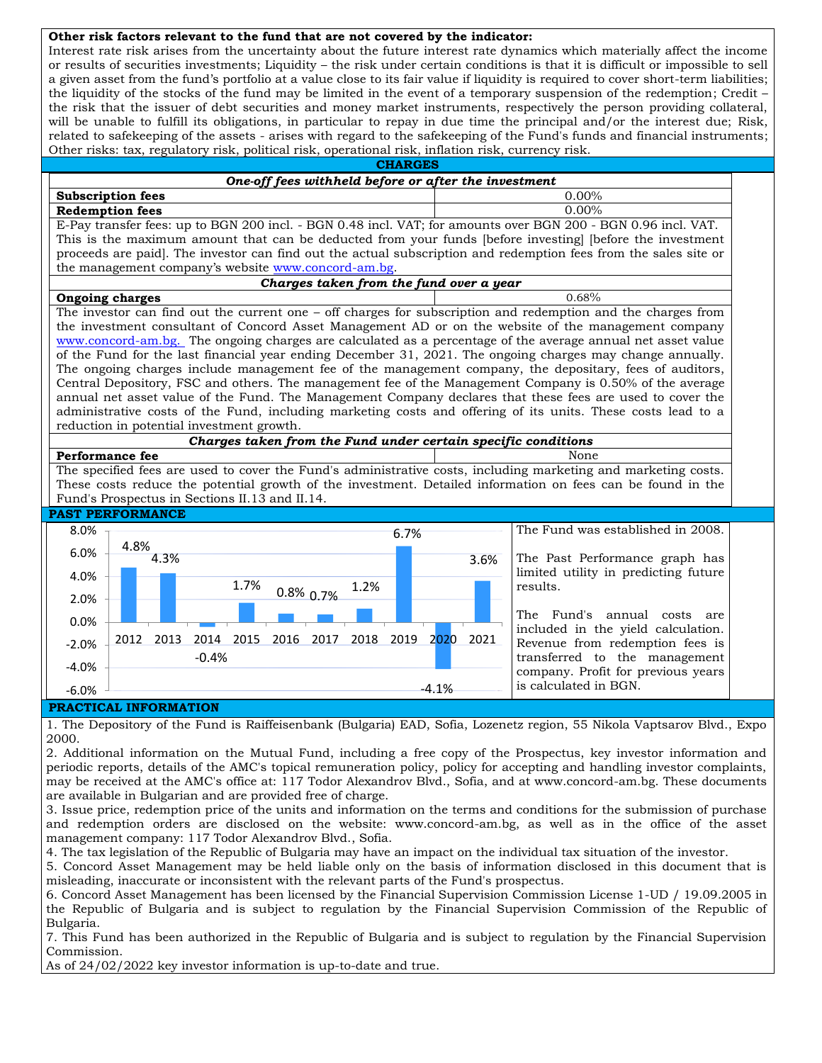**Other risk factors relevant to the fund that are not covered by the indicator:**
Interest rate risk arises from the uncertainty about the future interest rate dynamics which materially affect the income or results of securities investments; Liquidity – the risk under certain conditions is that it is difficult or impossible to sell a given asset from the fund's portfolio at a value close to its fair value if liquidity is required to cover short-term liabilities; the liquidity of the stocks of the fund may be limited in the event of a temporary suspension of the redemption; Credit – the risk that the issuer of debt securities and money market instruments, respectively the person providing collateral, will be unable to fulfill its obligations, in particular to repay in due time the principal and/or the interest due; Risk, related to safekeeping of the assets - arises with regard to the safekeeping of the Fund's funds and financial instruments; Other risks: tax, regulatory risk, political risk, operational risk, inflation risk, currency risk.

## CHARGES

***One-off fees withheld before or after the investment***

| | |
|---|---|
| **Subscription fees** | 0.00% |
| **Redemption fees** | 0.00% |

E-Pay transfer fees: up to BGN 200 incl. - BGN 0.48 incl. VAT; for amounts over BGN 200 - BGN 0.96 incl. VAT. This is the maximum amount that can be deducted from your funds [before investing] [before the investment proceeds are paid]. The investor can find out the actual subscription and redemption fees from the sales site or the management company's website www.concord-am.bg.

***Charges taken from the fund over a year***

| | |
|---|---|
| **Ongoing charges** | 0.68% |

The investor can find out the current one – off charges for subscription and redemption and the charges from the investment consultant of Concord Asset Management AD or on the website of the management company www.concord-am.bg. The ongoing charges are calculated as a percentage of the average annual net asset value of the Fund for the last financial year ending December 31, 2021. The ongoing charges may change annually. The ongoing charges include management fee of the management company, the depositary, fees of auditors, Central Depository, FSC and others. The management fee of the Management Company is 0.50% of the average annual net asset value of the Fund. The Management Company declares that these fees are used to cover the administrative costs of the Fund, including marketing costs and offering of its units. These costs lead to a reduction in potential investment growth.

***Charges taken from the Fund under certain specific conditions***

| | |
|---|---|
| **Performance fee** | None |

The specified fees are used to cover the Fund's administrative costs, including marketing and marketing costs. These costs reduce the potential growth of the investment. Detailed information on fees can be found in the Fund's Prospectus in Sections II.13 and II.14.

## PAST PERFORMANCE

8.0%
6.0%
4.0%
2.0%
0.0%
-2.0%
-4.0%
-6.0%

4.8%
4.3%
-0.4%
1.7%
0.8%
0.7%
1.2%
6.7%
-4.1%
3.6%

2012 2013 2014 2015 2016 2017 2018 2019 2020 2021

The Fund was established in 2008.

The Past Performance graph has limited utility in predicting future results.

The Fund's annual costs are included in the yield calculation. Revenue from redemption fees is transferred to the management company. Profit for previous years is calculated in BGN.

## PRACTICAL INFORMATION

1. The Depository of the Fund is Raiffeisenbank (Bulgaria) EAD, Sofia, Lozenetz region, 55 Nikola Vaptsarov Blvd., Expo 2000.
2. Additional information on the Mutual Fund, including a free copy of the Prospectus, key investor information and periodic reports, details of the AMC's topical remuneration policy, policy for accepting and handling investor complaints, may be received at the AMC's office at: 117 Todor Alexandrov Blvd., Sofia, and at www.concord-am.bg. These documents are available in Bulgarian and are provided free of charge.
3. Issue price, redemption price of the units and information on the terms and conditions for the submission of purchase and redemption orders are disclosed on the website: www.concord-am.bg, as well as in the office of the asset management company: 117 Todor Alexandrov Blvd., Sofia.
4. The tax legislation of the Republic of Bulgaria may have an impact on the individual tax situation of the investor.
5. Concord Asset Management may be held liable only on the basis of information disclosed in this document that is misleading, inaccurate or inconsistent with the relevant parts of the Fund's prospectus.
6. Concord Asset Management has been licensed by the Financial Supervision Commission License 1-UD / 19.09.2005 in the Republic of Bulgaria and is subject to regulation by the Financial Supervision Commission of the Republic of Bulgaria.
7. This Fund has been authorized in the Republic of Bulgaria and is subject to regulation by the Financial Supervision Commission.

As of 24/02/2022 key investor information is up-to-date and true.